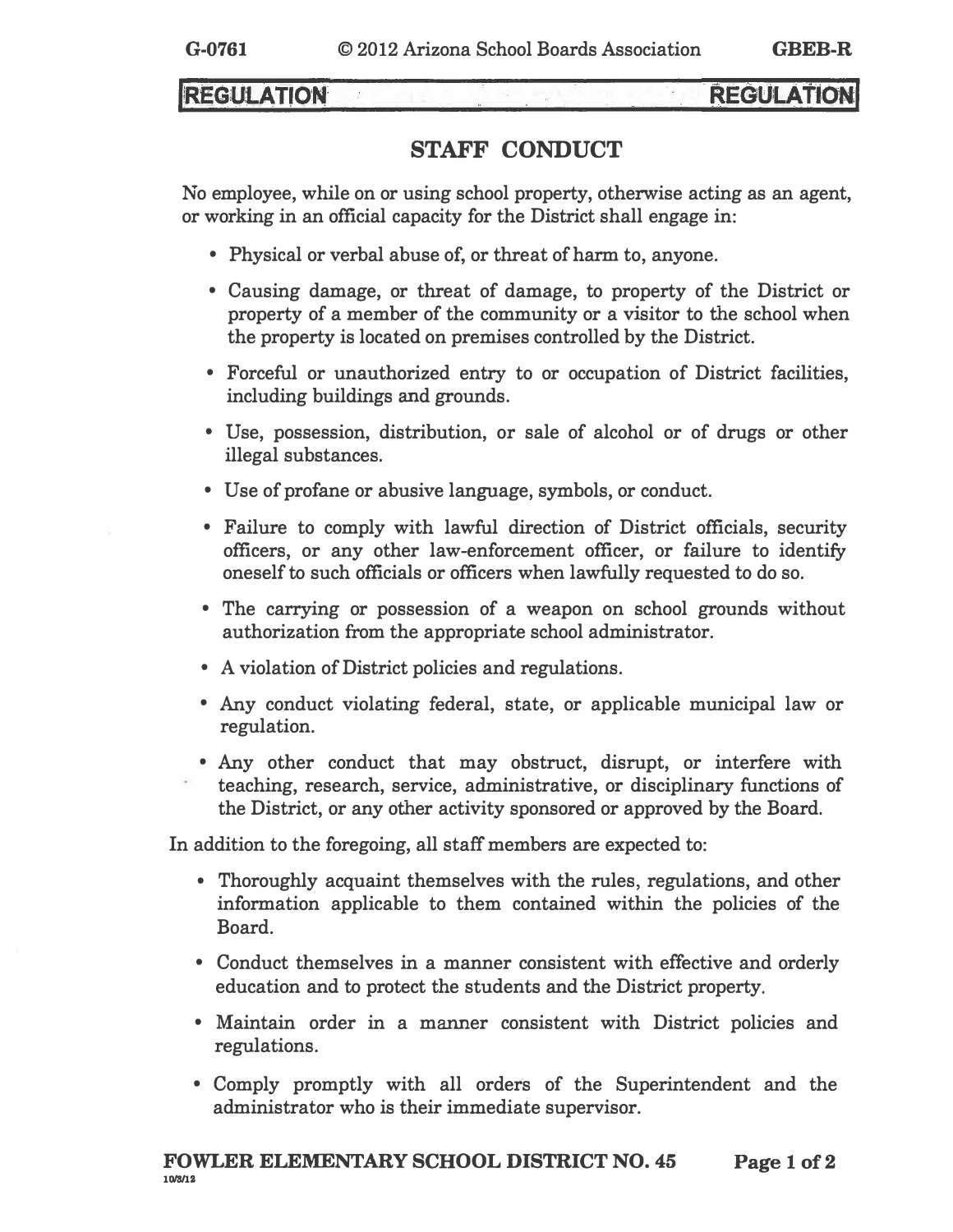REGULATION

# STAFF CONDUCT

No employee, while on or using school property, otherwise acting as an agent, or working in an official capacity for the District shall engage in:

- Physical or verbal abuse of, or threat of harm to, anyone.
- Causing damage, or threat of damage, to property of the District or property of a member of the community or a visitor to the school when the property is located on premises controlled by the District.
- Forceful or unauthorized entry to or occupation of District facilities, including buildings and grounds.
- Use, possession, distribution, or sale of alcohol or of drugs or other illegal substances.
- Use of profane or abusive language, symbols, or conduct.
- Failure to comply with lawful direction of District officials, security officers, or any other law-enforcement officer, or failure to identify oneself to such officials or officers when lawfully requested to do so.
- The carrying or possession of a weapon on school grounds without authorization from the appropriate school administrator.
- A violation of District policies and regulations.
- Any conduct violating federal, state, or applicable municipal law or regulation.
- Any other conduct that may obstruct, disrupt, or interfere with teaching, research, service, administrative, or disciplinary functions of the District, or any other activity sponsored or approved by the Board.

In addition to the foregoing, all staff members are expected to:

- Thoroughly acquaint themselves with the rules, regulations, and other information applicable to them contained within the policies of the Board.
- Conduct themselves in a manner consistent with effective and orderly education and to protect the students and the District property.
- Maintain order in a manner consistent with District policies and regulations.
- Comply promptly with all orders of the Superintendent and the administrator who is their immediate supervisor.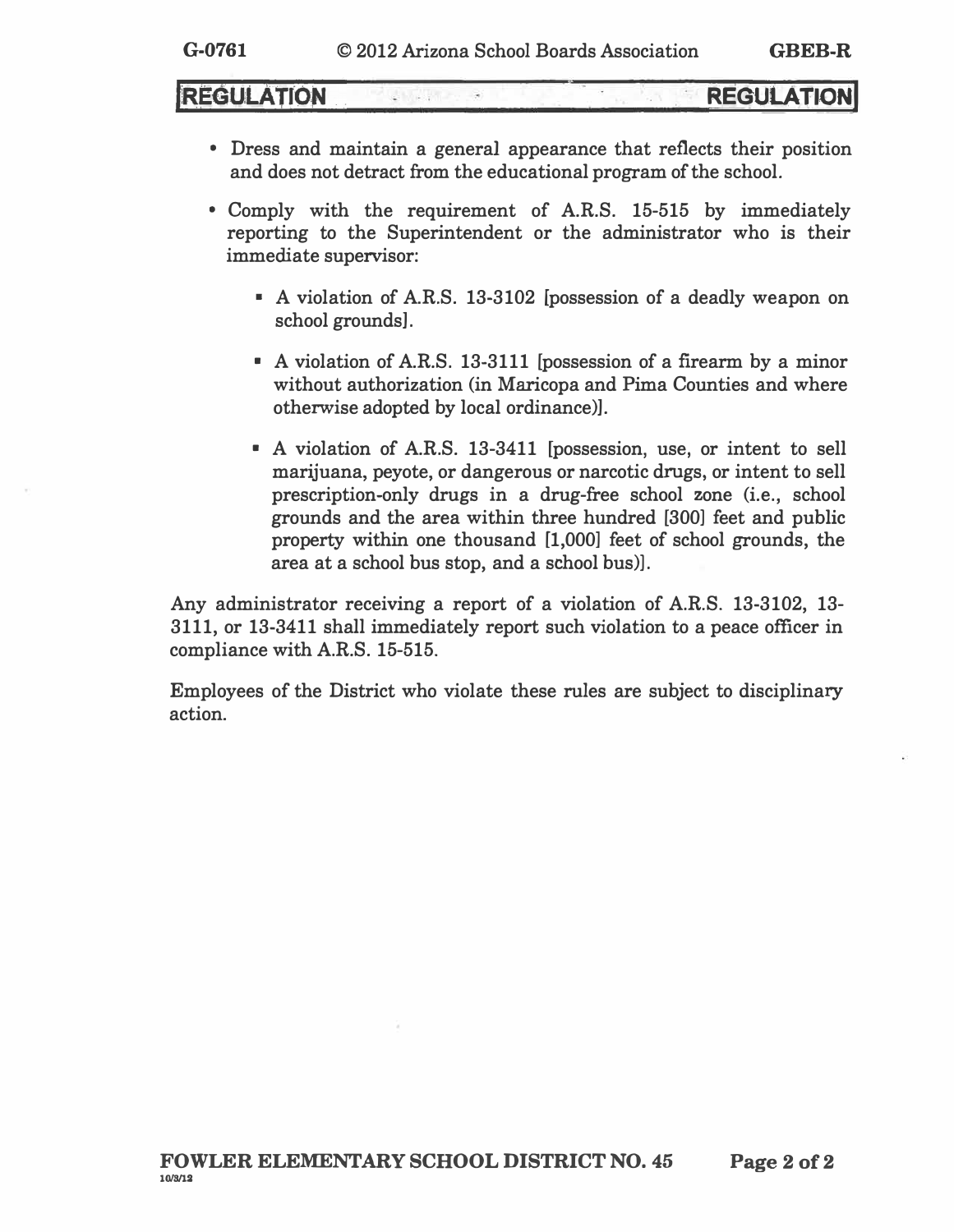- Dress and maintain a general appearance that reflects their position and does not detract from the educational program of the school.
- Comply with the requirement of A.R.S. 15-515 by immediately reporting to the Superintendent or the administrator who is their immediate supervisor:
  - A violation of A.R.S. 13-3102 [possession of a deadly weapon on school grounds].
  - A violation of A.R.S. 13-3111 [possession of a firearm by a minor without authorization (in Maricopa and Pima Counties and where otherwise adopted by local ordinance)].
  - A violation of A.R.S. 13-3411 [possession, use, or intent to sell marijuana, peyote, or dangerous or narcotic drugs, or intent to sell prescription-only drugs in a drug-free school zone (i.e., school grounds and the area within three hundred [300] feet and public property within one thousand [1,000] feet of school grounds, the area at a school bus stop, and a school bus)].

Any administrator receiving a report of a violation of A.R.S. 13-3102, 13-3111, or 13-3411 shall immediately report such violation to a peace officer in compliance with A.R.S. 15-515.

Employees of the District who violate these rules are subject to disciplinary action.